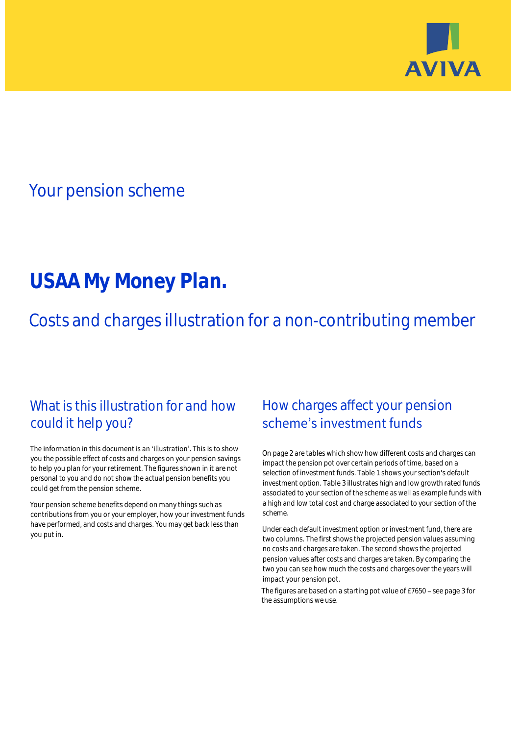AVIVA

## Your pension scheme

# USAA My Money Plan.

## Costs and charges illustration for a non-contributing member

### What is this illustration for and how could it help you?

The information in this document is an 'illustration'. This is to show you the possible effect of costs and charges on your pension savings to help you plan for your retirement. The figures shown in it are not personal to you and do not show the actual pension benefits you could get from the pension scheme.

Your pension scheme benefits depend on many things such as contributions from you or your employer, how your investment funds have performed, and costs and charges. You may get back less than you put in.

### How charges affect your pension scheme's investment funds

On page 2 are tables which show how different costs and charges can impact the pension pot over certain periods of time, based on a selection of investment funds. Table 1 shows your section's default investment option. Table 3 illustrates high and low growth rated funds associated to your section of the scheme as well as example funds with a high and low total cost and charge associated to your section of the scheme.

Under each default investment option or investment fund, there are two columns. The first shows the projected pension values assuming no costs and charges are taken. The second shows the projected pension values after costs and charges are taken. By comparing the two you can see how much the costs and charges over the years will impact your pension pot.

The figures are based on a starting pot value of £7650 – see page 3 for the assumptions we use.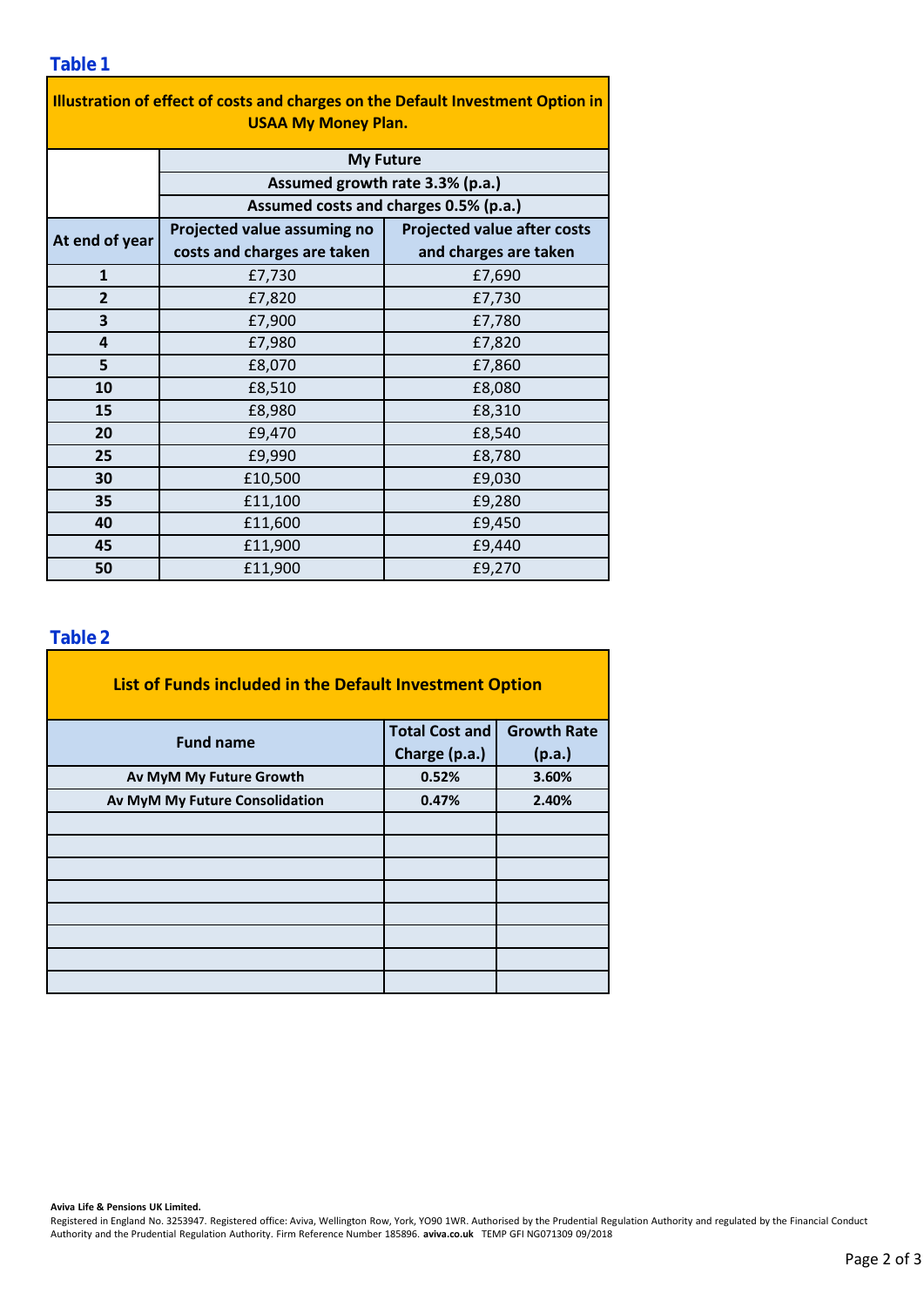### Table 1

| Illustration of effect of costs and charges on the Default Investment Option in USAA My Money Plan. | | |
|---|---|---|
| | My Future | |
| | Assumed growth rate 3.3% (p.a.) | |
| | Assumed costs and charges 0.5% (p.a.) | |
| At end of year | Projected value assuming no costs and charges are taken | Projected value after costs and charges are taken |
| 1 | £7,730 | £7,690 |
| 2 | £7,820 | £7,730 |
| 3 | £7,900 | £7,780 |
| 4 | £7,980 | £7,820 |
| 5 | £8,070 | £7,860 |
| 10 | £8,510 | £8,080 |
| 15 | £8,980 | £8,310 |
| 20 | £9,470 | £8,540 |
| 25 | £9,990 | £8,780 |
| 30 | £10,500 | £9,030 |
| 35 | £11,100 | £9,280 |
| 40 | £11,600 | £9,450 |
| 45 | £11,900 | £9,440 |
| 50 | £11,900 | £9,270 |

### Table 2

| List of Funds included in the Default Investment Option | | |
|---|---|---|
| Fund name | Total Cost and Charge (p.a.) | Growth Rate (p.a.) |
| Av MyM My Future Growth | 0.52% | 3.60% |
| Av MyM My Future Consolidation | 0.47% | 2.40% |
| | | |
| | | |
| | | |
| | | |
| | | |
| | | |
| | | |
| | | |

**Aviva Life & Pensions UK Limited.**
Registered in England No. 3253947. Registered office: Aviva, Wellington Row, York, YO90 1WR. Authorised by the Prudential Regulation Authority and regulated by the Financial Conduct Authority and the Prudential Regulation Authority. Firm Reference Number 185896. **aviva.co.uk** TEMP GFI NG071309 09/2018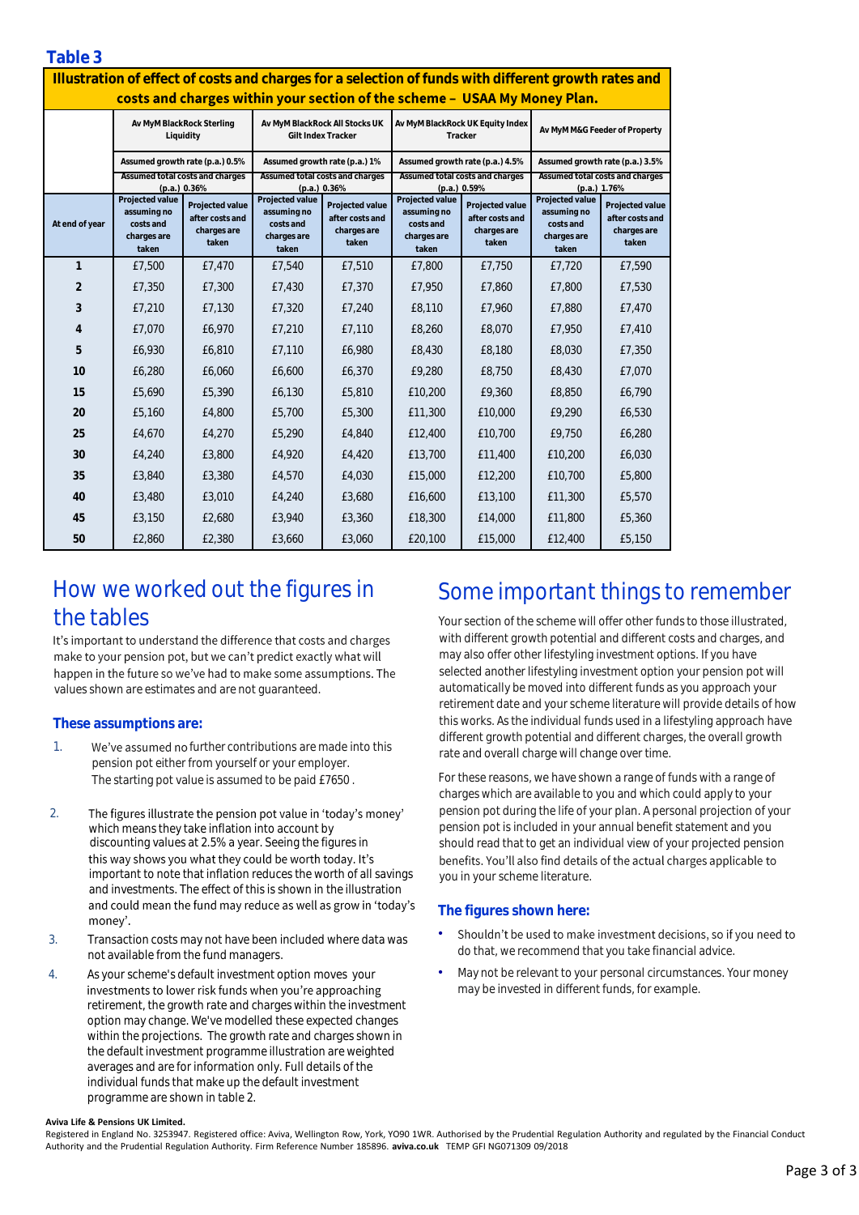## Table 3

| Illustration of effect of costs and charges for a selection of funds with different growth rates and costs and charges within your section of the scheme – USAA My Money Plan. | | | | | | | | |
|---|---|---|---|---|---|---|---|---|
| | Av MyM BlackRock Sterling Liquidity | | Av MyM BlackRock All Stocks UK Gilt Index Tracker | | Av MyM BlackRock UK Equity Index Tracker | | Av MyM M&G Feeder of Property | |
| | Assumed growth rate (p.a.) 0.5% | | Assumed growth rate (p.a.) 1% | | Assumed growth rate (p.a.) 4.5% | | Assumed growth rate (p.a.) 3.5% | |
| | Assumed total costs and charges (p.a.) 0.36% | | Assumed total costs and charges (p.a.) 0.36% | | Assumed total costs and charges (p.a.) 0.59% | | Assumed total costs and charges (p.a.) 1.76% | |
| At end of year | Projected value assuming no costs and charges are taken | Projected value after costs and charges are taken | Projected value assuming no costs and charges are taken | Projected value after costs and charges are taken | Projected value assuming no costs and charges are taken | Projected value after costs and charges are taken | Projected value assuming no costs and charges are taken | Projected value after costs and charges are taken |
| 1 | £7,500 | £7,470 | £7,540 | £7,510 | £7,800 | £7,750 | £7,720 | £7,590 |
| 2 | £7,350 | £7,300 | £7,430 | £7,370 | £7,950 | £7,860 | £7,800 | £7,530 |
| 3 | £7,210 | £7,130 | £7,320 | £7,240 | £8,110 | £7,960 | £7,880 | £7,470 |
| 4 | £7,070 | £6,970 | £7,210 | £7,110 | £8,260 | £8,070 | £7,950 | £7,410 |
| 5 | £6,930 | £6,810 | £7,110 | £6,980 | £8,430 | £8,180 | £8,030 | £7,350 |
| 10 | £6,280 | £6,060 | £6,600 | £6,370 | £9,280 | £8,750 | £8,430 | £7,070 |
| 15 | £5,690 | £5,390 | £6,130 | £5,810 | £10,200 | £9,360 | £8,850 | £6,790 |
| 20 | £5,160 | £4,800 | £5,700 | £5,300 | £11,300 | £10,000 | £9,290 | £6,530 |
| 25 | £4,670 | £4,270 | £5,290 | £4,840 | £12,400 | £10,700 | £9,750 | £6,280 |
| 30 | £4,240 | £3,800 | £4,920 | £4,420 | £13,700 | £11,400 | £10,200 | £6,030 |
| 35 | £3,840 | £3,380 | £4,570 | £4,030 | £15,000 | £12,200 | £10,700 | £5,800 |
| 40 | £3,480 | £3,010 | £4,240 | £3,680 | £16,600 | £13,100 | £11,300 | £5,570 |
| 45 | £3,150 | £2,680 | £3,940 | £3,360 | £18,300 | £14,000 | £11,800 | £5,360 |
| 50 | £2,860 | £2,380 | £3,660 | £3,060 | £20,100 | £15,000 | £12,400 | £5,150 |

# How we worked out the figures in the tables

It's important to understand the difference that costs and charges make to your pension pot, but we can't predict exactly what will happen in the future so we've had to make some assumptions. The values shown are estimates and are not guaranteed.

### These assumptions are:

1. We've assumed no further contributions are made into this pension pot either from yourself or your employer. The starting pot value is assumed to be paid £7650 .
2. The figures illustrate the pension pot value in 'today's money' which means they take inflation into account by discounting values at 2.5% a year. Seeing the figures in this way shows you what they could be worth today. It's important to note that inflation reduces the worth of all savings and investments. The effect of this is shown in the illustration and could mean the fund may reduce as well as grow in 'today's money'.
3. Transaction costs may not have been included where data was not available from the fund managers.
4. As your scheme's default investment option moves your investments to lower risk funds when you're approaching retirement, the growth rate and charges within the investment option may change. We've modelled these expected changes within the projections. The growth rate and charges shown in the default investment programme illustration are weighted averages and are for information only. Full details of the individual funds that make up the default investment programme are shown in table 2.

# Some important things to remember

Your section of the scheme will offer other funds to those illustrated, with different growth potential and different costs and charges, and may also offer other lifestyling investment options. If you have selected another lifestyling investment option your pension pot will automatically be moved into different funds as you approach your retirement date and your scheme literature will provide details of how this works. As the individual funds used in a lifestyling approach have different growth potential and different charges, the overall growth rate and overall charge will change over time.

For these reasons, we have shown a range of funds with a range of charges which are available to you and which could apply to your pension pot during the life of your plan. A personal projection of your pension pot is included in your annual benefit statement and you should read that to get an individual view of your projected pension benefits. You'll also find details of the actual charges applicable to you in your scheme literature.

### The figures shown here:

- Shouldn't be used to make investment decisions, so if you need to do that, we recommend that you take financial advice.
- May not be relevant to your personal circumstances. Your money may be invested in different funds, for example.

**Aviva Life & Pensions UK Limited.**
Registered in England No. 3253947. Registered office: Aviva, Wellington Row, York, YO90 1WR. Authorised by the Prudential Regulation Authority and regulated by the Financial Conduct Authority and the Prudential Regulation Authority. Firm Reference Number 185896. **aviva.co.uk** TEMP GFI NG071309 09/2018